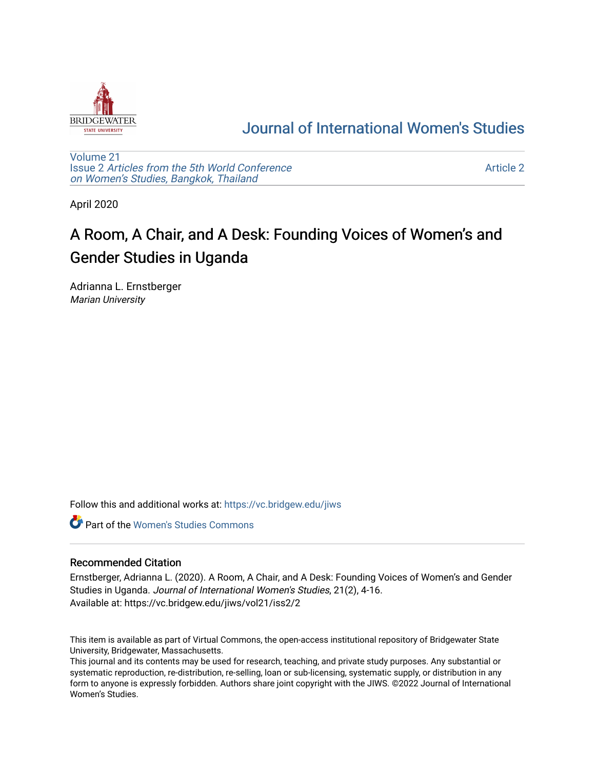# Journal of International Women's Studies

Volume 21
Issue 2 *Articles from the 5th World Conference on Women's Studies, Bangkok, Thailand*

Article 2

April 2020

# A Room, A Chair, and A Desk: Founding Voices of Women's and Gender Studies in Uganda

Adrianna L. Ernstberger
*Marian University*

Follow this and additional works at: https://vc.bridgew.edu/jiws

Part of the Women's Studies Commons

## Recommended Citation

Ernstberger, Adrianna L. (2020). A Room, A Chair, and A Desk: Founding Voices of Women's and Gender Studies in Uganda. *Journal of International Women's Studies*, 21(2), 4-16.
Available at: https://vc.bridgew.edu/jiws/vol21/iss2/2

This item is available as part of Virtual Commons, the open-access institutional repository of Bridgewater State University, Bridgewater, Massachusetts.
This journal and its contents may be used for research, teaching, and private study purposes. Any substantial or systematic reproduction, re-distribution, re-selling, loan or sub-licensing, systematic supply, or distribution in any form to anyone is expressly forbidden. Authors share joint copyright with the JIWS. ©2022 Journal of International Women's Studies.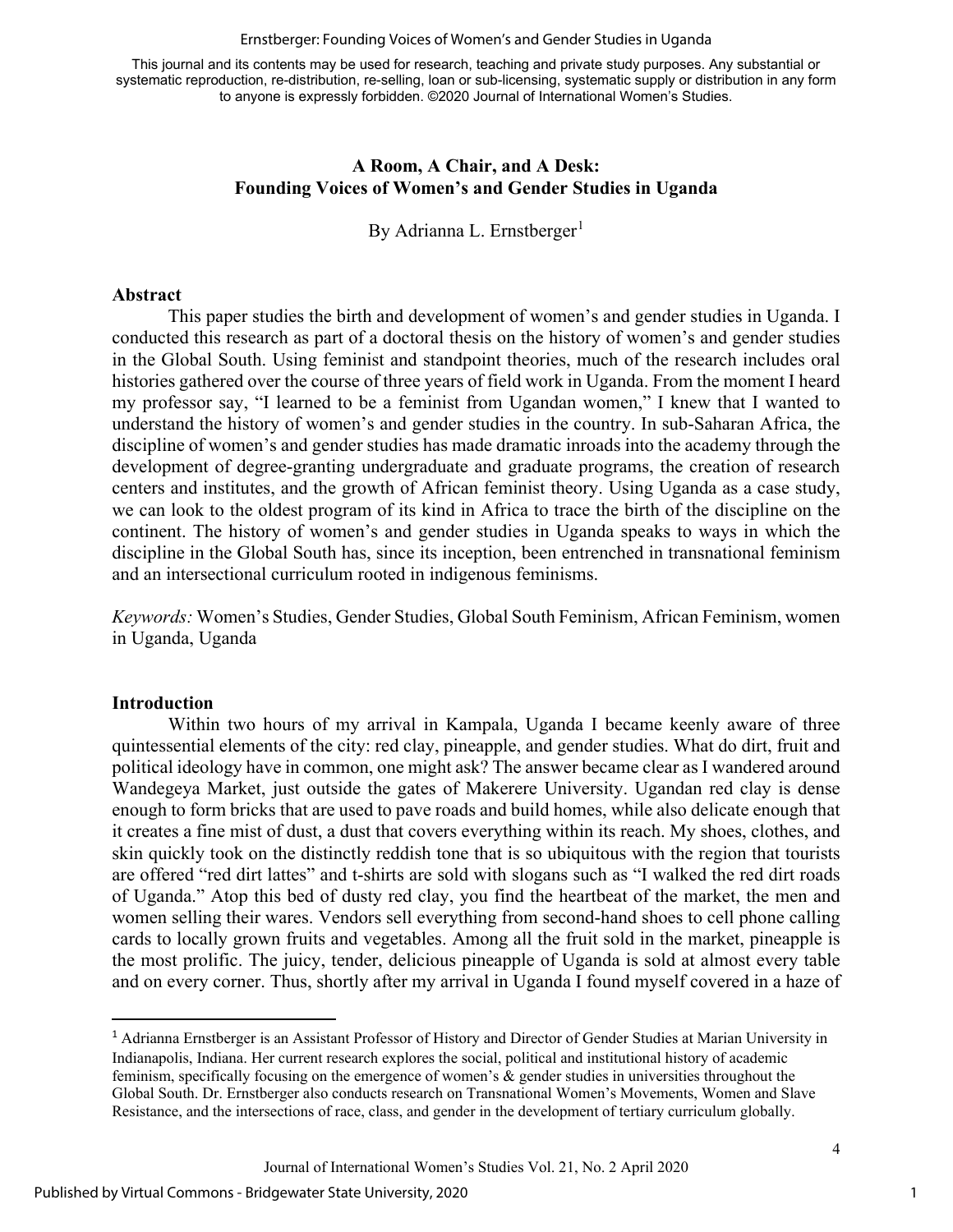# A Room, A Chair, and A Desk: Founding Voices of Women's and Gender Studies in Uganda

By Adrianna L. Ernstberger[1]

## Abstract

This paper studies the birth and development of women's and gender studies in Uganda. I conducted this research as part of a doctoral thesis on the history of women's and gender studies in the Global South. Using feminist and standpoint theories, much of the research includes oral histories gathered over the course of three years of field work in Uganda. From the moment I heard my professor say, "I learned to be a feminist from Ugandan women," I knew that I wanted to understand the history of women's and gender studies in the country. In sub-Saharan Africa, the discipline of women's and gender studies has made dramatic inroads into the academy through the development of degree-granting undergraduate and graduate programs, the creation of research centers and institutes, and the growth of African feminist theory. Using Uganda as a case study, we can look to the oldest program of its kind in Africa to trace the birth of the discipline on the continent. The history of women's and gender studies in Uganda speaks to ways in which the discipline in the Global South has, since its inception, been entrenched in transnational feminism and an intersectional curriculum rooted in indigenous feminisms.

*Keywords:* Women's Studies, Gender Studies, Global South Feminism, African Feminism, women in Uganda, Uganda

## Introduction

Within two hours of my arrival in Kampala, Uganda I became keenly aware of three quintessential elements of the city: red clay, pineapple, and gender studies. What do dirt, fruit and political ideology have in common, one might ask? The answer became clear as I wandered around Wandegeya Market, just outside the gates of Makerere University. Ugandan red clay is dense enough to form bricks that are used to pave roads and build homes, while also delicate enough that it creates a fine mist of dust, a dust that covers everything within its reach. My shoes, clothes, and skin quickly took on the distinctly reddish tone that is so ubiquitous with the region that tourists are offered "red dirt lattes" and t-shirts are sold with slogans such as "I walked the red dirt roads of Uganda." Atop this bed of dusty red clay, you find the heartbeat of the market, the men and women selling their wares. Vendors sell everything from second-hand shoes to cell phone calling cards to locally grown fruits and vegetables. Among all the fruit sold in the market, pineapple is the most prolific. The juicy, tender, delicious pineapple of Uganda is sold at almost every table and on every corner. Thus, shortly after my arrival in Uganda I found myself covered in a haze of

---

[1] Adrianna Ernstberger is an Assistant Professor of History and Director of Gender Studies at Marian University in Indianapolis, Indiana. Her current research explores the social, political and institutional history of academic feminism, specifically focusing on the emergence of women's & gender studies in universities throughout the Global South. Dr. Ernstberger also conducts research on Transnational Women's Movements, Women and Slave Resistance, and the intersections of race, class, and gender in the development of tertiary curriculum globally.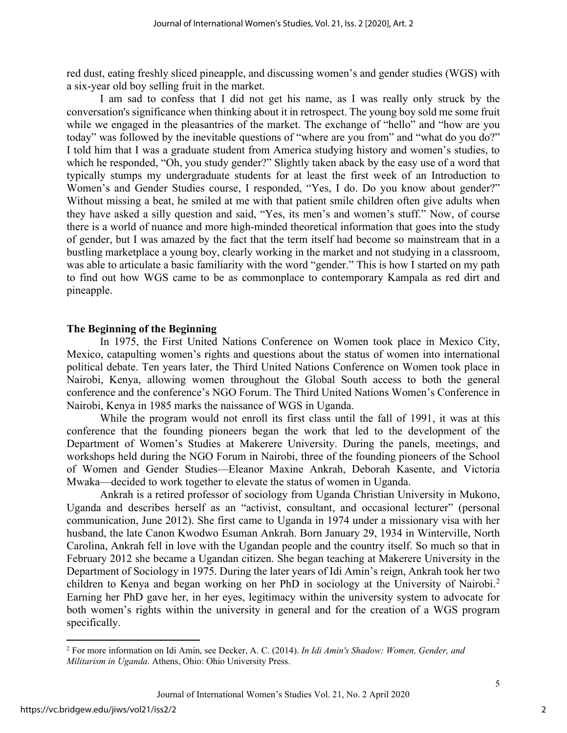red dust, eating freshly sliced pineapple, and discussing women's and gender studies (WGS) with a six-year old boy selling fruit in the market.

I am sad to confess that I did not get his name, as I was really only struck by the conversation's significance when thinking about it in retrospect. The young boy sold me some fruit while we engaged in the pleasantries of the market. The exchange of "hello" and "how are you today" was followed by the inevitable questions of "where are you from" and "what do you do?" I told him that I was a graduate student from America studying history and women's studies, to which he responded, "Oh, you study gender?" Slightly taken aback by the easy use of a word that typically stumps my undergraduate students for at least the first week of an Introduction to Women's and Gender Studies course, I responded, "Yes, I do. Do you know about gender?" Without missing a beat, he smiled at me with that patient smile children often give adults when they have asked a silly question and said, "Yes, its men's and women's stuff." Now, of course there is a world of nuance and more high-minded theoretical information that goes into the study of gender, but I was amazed by the fact that the term itself had become so mainstream that in a bustling marketplace a young boy, clearly working in the market and not studying in a classroom, was able to articulate a basic familiarity with the word "gender." This is how I started on my path to find out how WGS came to be as commonplace to contemporary Kampala as red dirt and pineapple.

## The Beginning of the Beginning

In 1975, the First United Nations Conference on Women took place in Mexico City, Mexico, catapulting women's rights and questions about the status of women into international political debate. Ten years later, the Third United Nations Conference on Women took place in Nairobi, Kenya, allowing women throughout the Global South access to both the general conference and the conference's NGO Forum. The Third United Nations Women's Conference in Nairobi, Kenya in 1985 marks the naissance of WGS in Uganda.

While the program would not enroll its first class until the fall of 1991, it was at this conference that the founding pioneers began the work that led to the development of the Department of Women's Studies at Makerere University. During the panels, meetings, and workshops held during the NGO Forum in Nairobi, three of the founding pioneers of the School of Women and Gender Studies—Eleanor Maxine Ankrah, Deborah Kasente, and Victoria Mwaka—decided to work together to elevate the status of women in Uganda.

Ankrah is a retired professor of sociology from Uganda Christian University in Mukono, Uganda and describes herself as an "activist, consultant, and occasional lecturer" (personal communication, June 2012). She first came to Uganda in 1974 under a missionary visa with her husband, the late Canon Kwodwo Esuman Ankrah. Born January 29, 1934 in Winterville, North Carolina, Ankrah fell in love with the Ugandan people and the country itself. So much so that in February 2012 she became a Ugandan citizen. She began teaching at Makerere University in the Department of Sociology in 1975. During the later years of Idi Amin's reign, Ankrah took her two children to Kenya and began working on her PhD in sociology at the University of Nairobi.[2] Earning her PhD gave her, in her eyes, legitimacy within the university system to advocate for both women's rights within the university in general and for the creation of a WGS program specifically.

---

[2] For more information on Idi Amin, see Decker, A. C. (2014). *In Idi Amin's Shadow: Women, Gender, and Militarism in Uganda*. Athens, Ohio: Ohio University Press.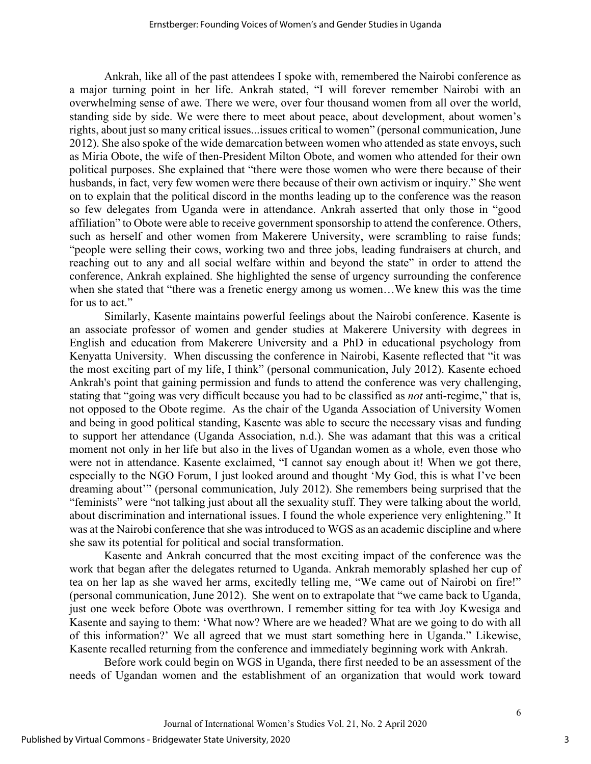Ankrah, like all of the past attendees I spoke with, remembered the Nairobi conference as a major turning point in her life. Ankrah stated, "I will forever remember Nairobi with an overwhelming sense of awe. There we were, over four thousand women from all over the world, standing side by side. We were there to meet about peace, about development, about women's rights, about just so many critical issues...issues critical to women" (personal communication, June 2012). She also spoke of the wide demarcation between women who attended as state envoys, such as Miria Obote, the wife of then-President Milton Obote, and women who attended for their own political purposes. She explained that "there were those women who were there because of their husbands, in fact, very few women were there because of their own activism or inquiry." She went on to explain that the political discord in the months leading up to the conference was the reason so few delegates from Uganda were in attendance. Ankrah asserted that only those in "good affiliation" to Obote were able to receive government sponsorship to attend the conference. Others, such as herself and other women from Makerere University, were scrambling to raise funds; "people were selling their cows, working two and three jobs, leading fundraisers at church, and reaching out to any and all social welfare within and beyond the state" in order to attend the conference, Ankrah explained. She highlighted the sense of urgency surrounding the conference when she stated that "there was a frenetic energy among us women…We knew this was the time for us to act."

Similarly, Kasente maintains powerful feelings about the Nairobi conference. Kasente is an associate professor of women and gender studies at Makerere University with degrees in English and education from Makerere University and a PhD in educational psychology from Kenyatta University. When discussing the conference in Nairobi, Kasente reflected that "it was the most exciting part of my life, I think" (personal communication, July 2012). Kasente echoed Ankrah's point that gaining permission and funds to attend the conference was very challenging, stating that "going was very difficult because you had to be classified as *not* anti-regime," that is, not opposed to the Obote regime. As the chair of the Uganda Association of University Women and being in good political standing, Kasente was able to secure the necessary visas and funding to support her attendance (Uganda Association, n.d.). She was adamant that this was a critical moment not only in her life but also in the lives of Ugandan women as a whole, even those who were not in attendance. Kasente exclaimed, "I cannot say enough about it! When we got there, especially to the NGO Forum, I just looked around and thought 'My God, this is what I've been dreaming about'" (personal communication, July 2012). She remembers being surprised that the "feminists" were "not talking just about all the sexuality stuff. They were talking about the world, about discrimination and international issues. I found the whole experience very enlightening." It was at the Nairobi conference that she was introduced to WGS as an academic discipline and where she saw its potential for political and social transformation.

Kasente and Ankrah concurred that the most exciting impact of the conference was the work that began after the delegates returned to Uganda. Ankrah memorably splashed her cup of tea on her lap as she waved her arms, excitedly telling me, "We came out of Nairobi on fire!" (personal communication, June 2012). She went on to extrapolate that "we came back to Uganda, just one week before Obote was overthrown. I remember sitting for tea with Joy Kwesiga and Kasente and saying to them: 'What now? Where are we headed? What are we going to do with all of this information?' We all agreed that we must start something here in Uganda." Likewise, Kasente recalled returning from the conference and immediately beginning work with Ankrah.

Before work could begin on WGS in Uganda, there first needed to be an assessment of the needs of Ugandan women and the establishment of an organization that would work toward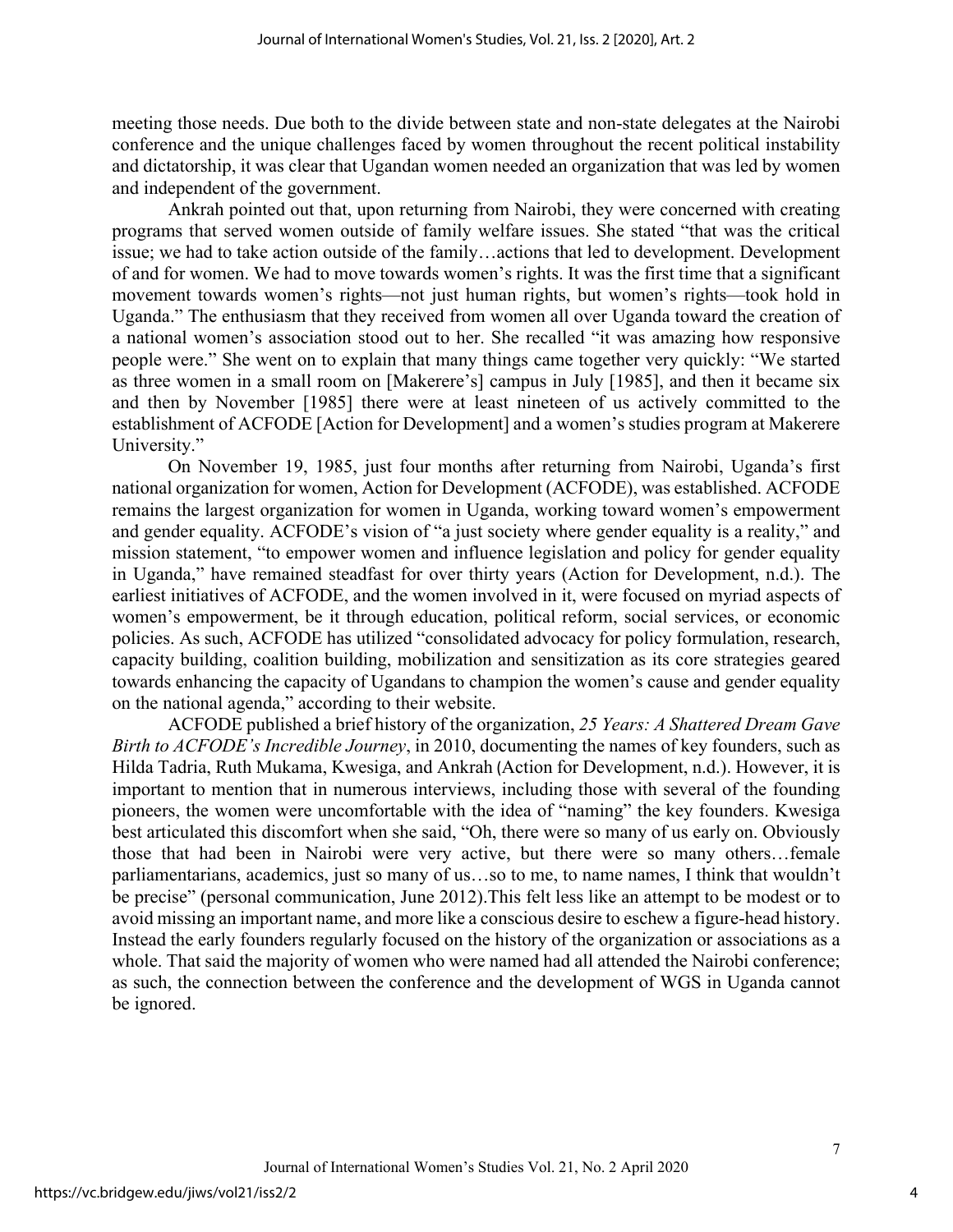meeting those needs. Due both to the divide between state and non-state delegates at the Nairobi conference and the unique challenges faced by women throughout the recent political instability and dictatorship, it was clear that Ugandan women needed an organization that was led by women and independent of the government.

Ankrah pointed out that, upon returning from Nairobi, they were concerned with creating programs that served women outside of family welfare issues. She stated "that was the critical issue; we had to take action outside of the family…actions that led to development. Development of and for women. We had to move towards women's rights. It was the first time that a significant movement towards women's rights—not just human rights, but women's rights—took hold in Uganda." The enthusiasm that they received from women all over Uganda toward the creation of a national women's association stood out to her. She recalled "it was amazing how responsive people were." She went on to explain that many things came together very quickly: "We started as three women in a small room on [Makerere's] campus in July [1985], and then it became six and then by November [1985] there were at least nineteen of us actively committed to the establishment of ACFODE [Action for Development] and a women's studies program at Makerere University."

On November 19, 1985, just four months after returning from Nairobi, Uganda's first national organization for women, Action for Development (ACFODE), was established. ACFODE remains the largest organization for women in Uganda, working toward women's empowerment and gender equality. ACFODE's vision of "a just society where gender equality is a reality," and mission statement, "to empower women and influence legislation and policy for gender equality in Uganda," have remained steadfast for over thirty years (Action for Development, n.d.). The earliest initiatives of ACFODE, and the women involved in it, were focused on myriad aspects of women's empowerment, be it through education, political reform, social services, or economic policies. As such, ACFODE has utilized "consolidated advocacy for policy formulation, research, capacity building, coalition building, mobilization and sensitization as its core strategies geared towards enhancing the capacity of Ugandans to champion the women's cause and gender equality on the national agenda," according to their website.

ACFODE published a brief history of the organization, *25 Years: A Shattered Dream Gave Birth to ACFODE's Incredible Journey*, in 2010, documenting the names of key founders, such as Hilda Tadria, Ruth Mukama, Kwesiga, and Ankrah (Action for Development, n.d.). However, it is important to mention that in numerous interviews, including those with several of the founding pioneers, the women were uncomfortable with the idea of "naming" the key founders. Kwesiga best articulated this discomfort when she said, "Oh, there were so many of us early on. Obviously those that had been in Nairobi were very active, but there were so many others…female parliamentarians, academics, just so many of us…so to me, to name names, I think that wouldn't be precise" (personal communication, June 2012).This felt less like an attempt to be modest or to avoid missing an important name, and more like a conscious desire to eschew a figure-head history. Instead the early founders regularly focused on the history of the organization or associations as a whole. That said the majority of women who were named had all attended the Nairobi conference; as such, the connection between the conference and the development of WGS in Uganda cannot be ignored.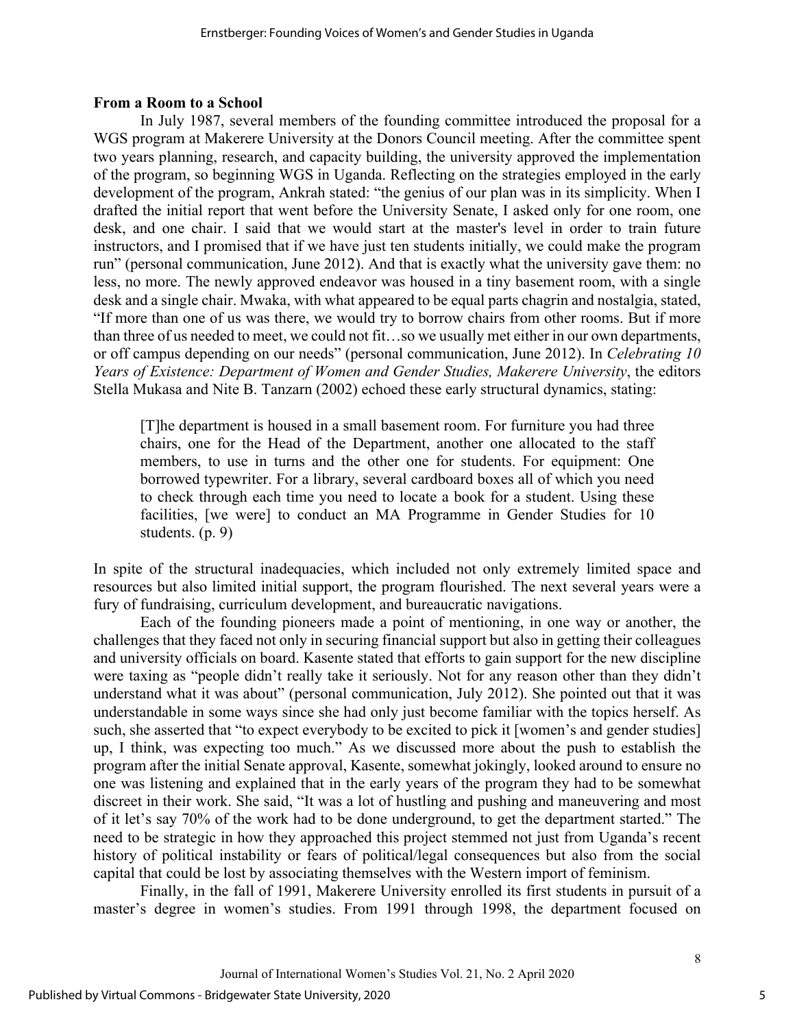### From a Room to a School

In July 1987, several members of the founding committee introduced the proposal for a WGS program at Makerere University at the Donors Council meeting. After the committee spent two years planning, research, and capacity building, the university approved the implementation of the program, so beginning WGS in Uganda. Reflecting on the strategies employed in the early development of the program, Ankrah stated: "the genius of our plan was in its simplicity. When I drafted the initial report that went before the University Senate, I asked only for one room, one desk, and one chair. I said that we would start at the master's level in order to train future instructors, and I promised that if we have just ten students initially, we could make the program run" (personal communication, June 2012). And that is exactly what the university gave them: no less, no more. The newly approved endeavor was housed in a tiny basement room, with a single desk and a single chair. Mwaka, with what appeared to be equal parts chagrin and nostalgia, stated, "If more than one of us was there, we would try to borrow chairs from other rooms. But if more than three of us needed to meet, we could not fit…so we usually met either in our own departments, or off campus depending on our needs" (personal communication, June 2012). In *Celebrating 10 Years of Existence: Department of Women and Gender Studies, Makerere University*, the editors Stella Mukasa and Nite B. Tanzarn (2002) echoed these early structural dynamics, stating:

> [T]he department is housed in a small basement room. For furniture you had three chairs, one for the Head of the Department, another one allocated to the staff members, to use in turns and the other one for students. For equipment: One borrowed typewriter. For a library, several cardboard boxes all of which you need to check through each time you need to locate a book for a student. Using these facilities, [we were] to conduct an MA Programme in Gender Studies for 10 students. (p. 9)

In spite of the structural inadequacies, which included not only extremely limited space and resources but also limited initial support, the program flourished. The next several years were a fury of fundraising, curriculum development, and bureaucratic navigations.

Each of the founding pioneers made a point of mentioning, in one way or another, the challenges that they faced not only in securing financial support but also in getting their colleagues and university officials on board. Kasente stated that efforts to gain support for the new discipline were taxing as "people didn't really take it seriously. Not for any reason other than they didn't understand what it was about" (personal communication, July 2012). She pointed out that it was understandable in some ways since she had only just become familiar with the topics herself. As such, she asserted that "to expect everybody to be excited to pick it [women's and gender studies] up, I think, was expecting too much." As we discussed more about the push to establish the program after the initial Senate approval, Kasente, somewhat jokingly, looked around to ensure no one was listening and explained that in the early years of the program they had to be somewhat discreet in their work. She said, "It was a lot of hustling and pushing and maneuvering and most of it let's say 70% of the work had to be done underground, to get the department started." The need to be strategic in how they approached this project stemmed not just from Uganda's recent history of political instability or fears of political/legal consequences but also from the social capital that could be lost by associating themselves with the Western import of feminism.

Finally, in the fall of 1991, Makerere University enrolled its first students in pursuit of a master's degree in women's studies. From 1991 through 1998, the department focused on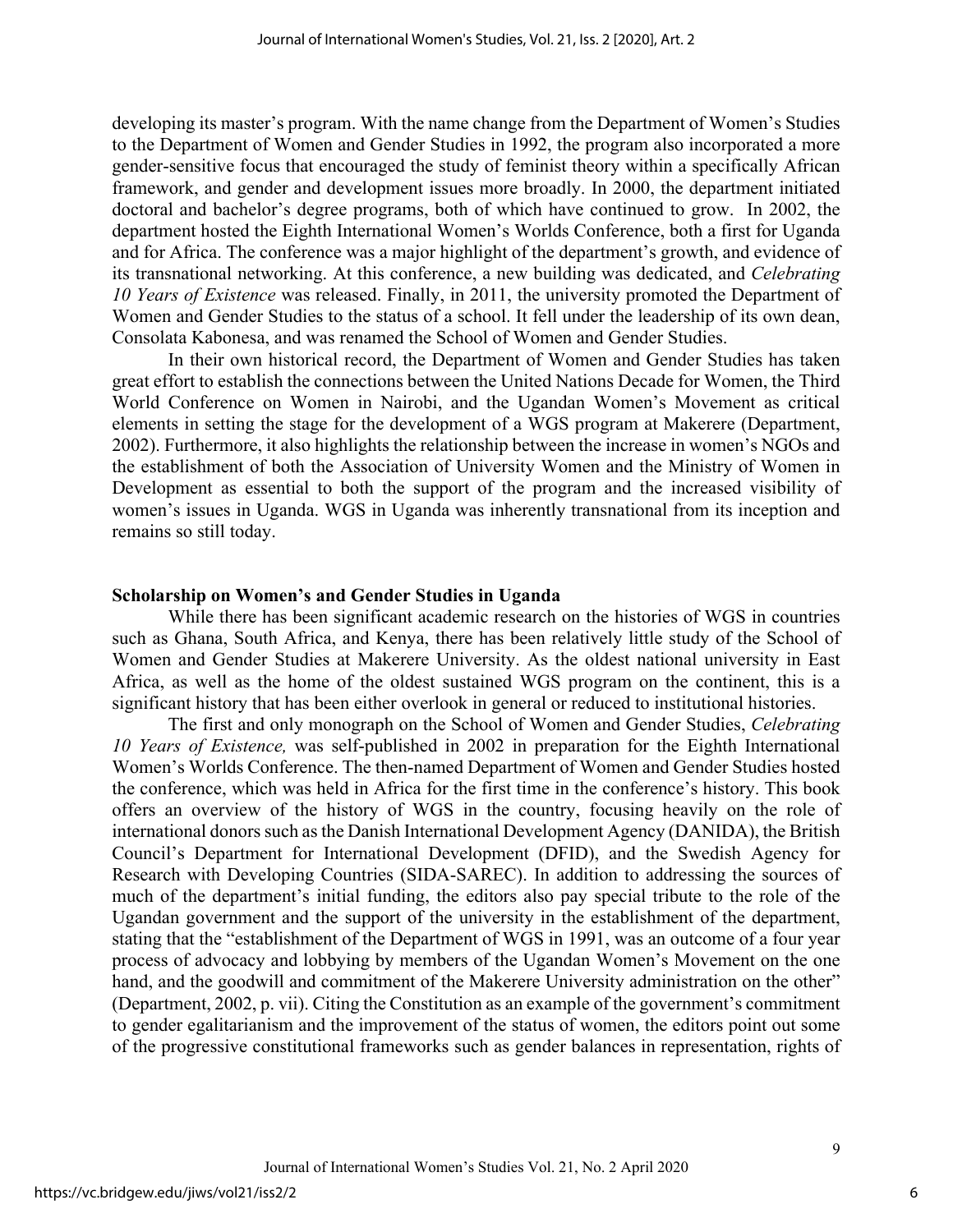developing its master's program. With the name change from the Department of Women's Studies to the Department of Women and Gender Studies in 1992, the program also incorporated a more gender-sensitive focus that encouraged the study of feminist theory within a specifically African framework, and gender and development issues more broadly. In 2000, the department initiated doctoral and bachelor's degree programs, both of which have continued to grow. In 2002, the department hosted the Eighth International Women's Worlds Conference, both a first for Uganda and for Africa. The conference was a major highlight of the department's growth, and evidence of its transnational networking. At this conference, a new building was dedicated, and *Celebrating 10 Years of Existence* was released. Finally, in 2011, the university promoted the Department of Women and Gender Studies to the status of a school. It fell under the leadership of its own dean, Consolata Kabonesa, and was renamed the School of Women and Gender Studies.

In their own historical record, the Department of Women and Gender Studies has taken great effort to establish the connections between the United Nations Decade for Women, the Third World Conference on Women in Nairobi, and the Ugandan Women's Movement as critical elements in setting the stage for the development of a WGS program at Makerere (Department, 2002). Furthermore, it also highlights the relationship between the increase in women's NGOs and the establishment of both the Association of University Women and the Ministry of Women in Development as essential to both the support of the program and the increased visibility of women's issues in Uganda. WGS in Uganda was inherently transnational from its inception and remains so still today.

## Scholarship on Women's and Gender Studies in Uganda

While there has been significant academic research on the histories of WGS in countries such as Ghana, South Africa, and Kenya, there has been relatively little study of the School of Women and Gender Studies at Makerere University. As the oldest national university in East Africa, as well as the home of the oldest sustained WGS program on the continent, this is a significant history that has been either overlook in general or reduced to institutional histories.

The first and only monograph on the School of Women and Gender Studies, *Celebrating 10 Years of Existence,* was self-published in 2002 in preparation for the Eighth International Women's Worlds Conference. The then-named Department of Women and Gender Studies hosted the conference, which was held in Africa for the first time in the conference's history. This book offers an overview of the history of WGS in the country, focusing heavily on the role of international donors such as the Danish International Development Agency (DANIDA), the British Council's Department for International Development (DFID), and the Swedish Agency for Research with Developing Countries (SIDA-SAREC). In addition to addressing the sources of much of the department's initial funding, the editors also pay special tribute to the role of the Ugandan government and the support of the university in the establishment of the department, stating that the "establishment of the Department of WGS in 1991, was an outcome of a four year process of advocacy and lobbying by members of the Ugandan Women's Movement on the one hand, and the goodwill and commitment of the Makerere University administration on the other" (Department, 2002, p. vii). Citing the Constitution as an example of the government's commitment to gender egalitarianism and the improvement of the status of women, the editors point out some of the progressive constitutional frameworks such as gender balances in representation, rights of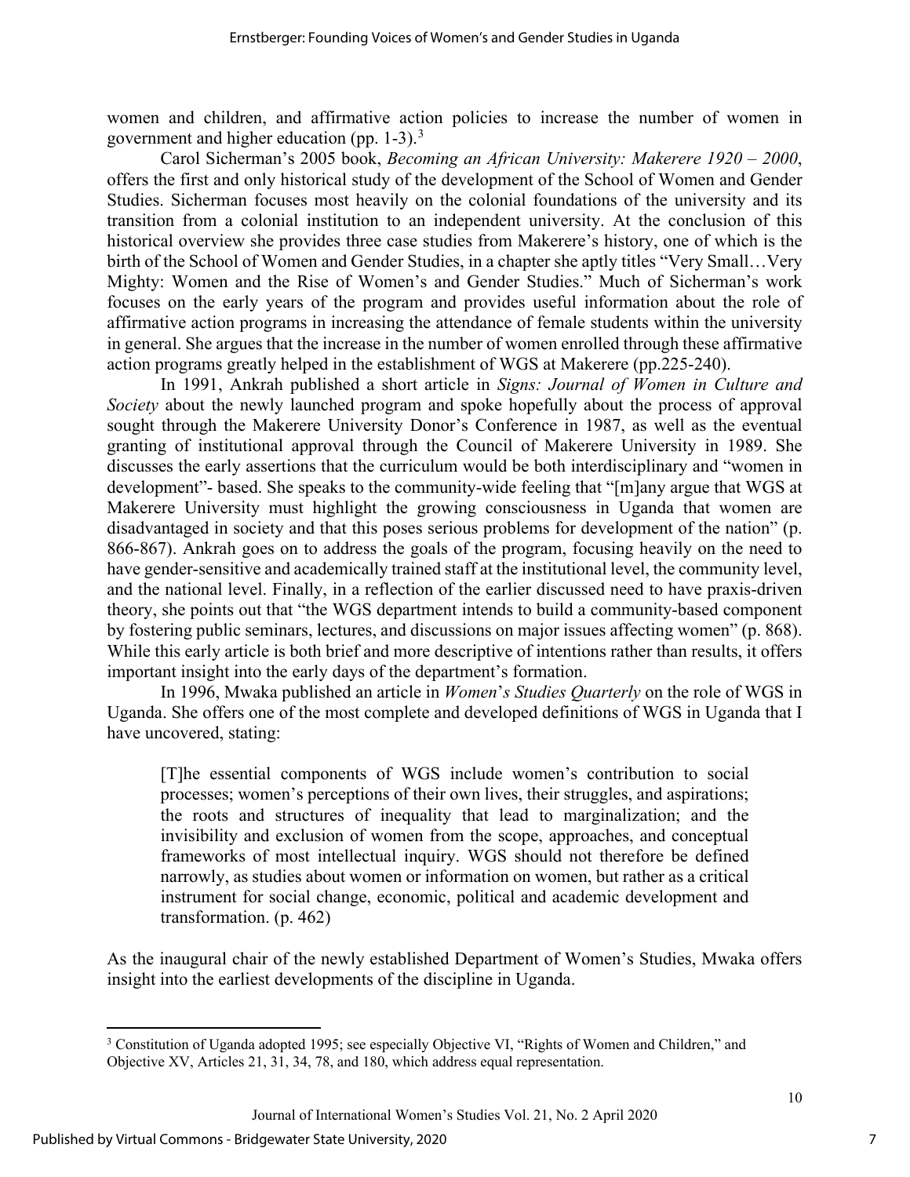women and children, and affirmative action policies to increase the number of women in government and higher education (pp. 1-3).[3]

Carol Sicherman's 2005 book, *Becoming an African University: Makerere 1920 – 2000*, offers the first and only historical study of the development of the School of Women and Gender Studies. Sicherman focuses most heavily on the colonial foundations of the university and its transition from a colonial institution to an independent university. At the conclusion of this historical overview she provides three case studies from Makerere's history, one of which is the birth of the School of Women and Gender Studies, in a chapter she aptly titles "Very Small…Very Mighty: Women and the Rise of Women's and Gender Studies." Much of Sicherman's work focuses on the early years of the program and provides useful information about the role of affirmative action programs in increasing the attendance of female students within the university in general. She argues that the increase in the number of women enrolled through these affirmative action programs greatly helped in the establishment of WGS at Makerere (pp.225-240).

In 1991, Ankrah published a short article in *Signs: Journal of Women in Culture and Society* about the newly launched program and spoke hopefully about the process of approval sought through the Makerere University Donor's Conference in 1987, as well as the eventual granting of institutional approval through the Council of Makerere University in 1989. She discusses the early assertions that the curriculum would be both interdisciplinary and "women in development"- based. She speaks to the community-wide feeling that "[m]any argue that WGS at Makerere University must highlight the growing consciousness in Uganda that women are disadvantaged in society and that this poses serious problems for development of the nation" (p. 866-867). Ankrah goes on to address the goals of the program, focusing heavily on the need to have gender-sensitive and academically trained staff at the institutional level, the community level, and the national level. Finally, in a reflection of the earlier discussed need to have praxis-driven theory, she points out that "the WGS department intends to build a community-based component by fostering public seminars, lectures, and discussions on major issues affecting women" (p. 868). While this early article is both brief and more descriptive of intentions rather than results, it offers important insight into the early days of the department's formation.

In 1996, Mwaka published an article in *Women's Studies Quarterly* on the role of WGS in Uganda. She offers one of the most complete and developed definitions of WGS in Uganda that I have uncovered, stating:

> [T]he essential components of WGS include women's contribution to social processes; women's perceptions of their own lives, their struggles, and aspirations; the roots and structures of inequality that lead to marginalization; and the invisibility and exclusion of women from the scope, approaches, and conceptual frameworks of most intellectual inquiry. WGS should not therefore be defined narrowly, as studies about women or information on women, but rather as a critical instrument for social change, economic, political and academic development and transformation. (p. 462)

As the inaugural chair of the newly established Department of Women's Studies, Mwaka offers insight into the earliest developments of the discipline in Uganda.

---

[3] Constitution of Uganda adopted 1995; see especially Objective VI, "Rights of Women and Children," and Objective XV, Articles 21, 31, 34, 78, and 180, which address equal representation.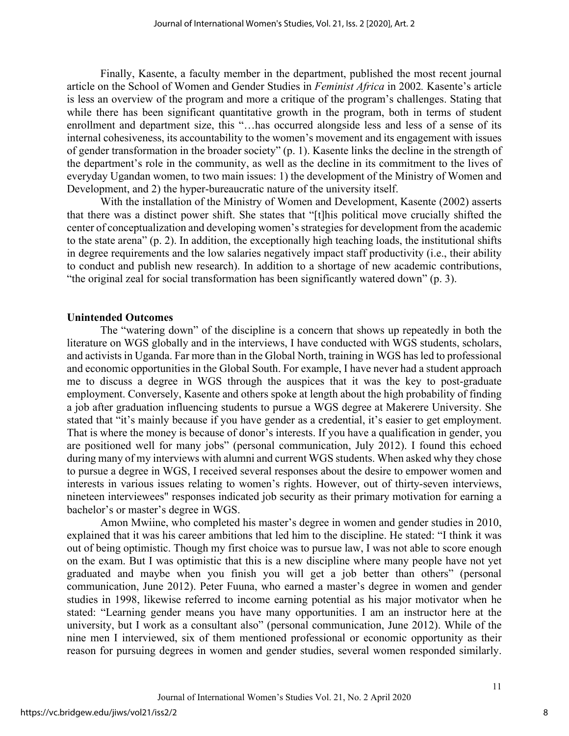Finally, Kasente, a faculty member in the department, published the most recent journal article on the School of Women and Gender Studies in *Feminist Africa* in 2002. Kasente's article is less an overview of the program and more a critique of the program's challenges. Stating that while there has been significant quantitative growth in the program, both in terms of student enrollment and department size, this "…has occurred alongside less and less of a sense of its internal cohesiveness, its accountability to the women's movement and its engagement with issues of gender transformation in the broader society" (p. 1). Kasente links the decline in the strength of the department's role in the community, as well as the decline in its commitment to the lives of everyday Ugandan women, to two main issues: 1) the development of the Ministry of Women and Development, and 2) the hyper-bureaucratic nature of the university itself.

With the installation of the Ministry of Women and Development, Kasente (2002) asserts that there was a distinct power shift. She states that "[t]his political move crucially shifted the center of conceptualization and developing women's strategies for development from the academic to the state arena" (p. 2). In addition, the exceptionally high teaching loads, the institutional shifts in degree requirements and the low salaries negatively impact staff productivity (i.e., their ability to conduct and publish new research). In addition to a shortage of new academic contributions, "the original zeal for social transformation has been significantly watered down" (p. 3).

**Unintended Outcomes**

The "watering down" of the discipline is a concern that shows up repeatedly in both the literature on WGS globally and in the interviews, I have conducted with WGS students, scholars, and activists in Uganda. Far more than in the Global North, training in WGS has led to professional and economic opportunities in the Global South. For example, I have never had a student approach me to discuss a degree in WGS through the auspices that it was the key to post-graduate employment. Conversely, Kasente and others spoke at length about the high probability of finding a job after graduation influencing students to pursue a WGS degree at Makerere University. She stated that "it's mainly because if you have gender as a credential, it's easier to get employment. That is where the money is because of donor's interests. If you have a qualification in gender, you are positioned well for many jobs" (personal communication, July 2012). I found this echoed during many of my interviews with alumni and current WGS students. When asked why they chose to pursue a degree in WGS, I received several responses about the desire to empower women and interests in various issues relating to women's rights. However, out of thirty-seven interviews, nineteen interviewees" responses indicated job security as their primary motivation for earning a bachelor's or master's degree in WGS.

Amon Mwiine, who completed his master's degree in women and gender studies in 2010, explained that it was his career ambitions that led him to the discipline. He stated: "I think it was out of being optimistic. Though my first choice was to pursue law, I was not able to score enough on the exam. But I was optimistic that this is a new discipline where many people have not yet graduated and maybe when you finish you will get a job better than others" (personal communication, June 2012). Peter Fuuna, who earned a master's degree in women and gender studies in 1998, likewise referred to income earning potential as his major motivator when he stated: "Learning gender means you have many opportunities. I am an instructor here at the university, but I work as a consultant also" (personal communication, June 2012). While of the nine men I interviewed, six of them mentioned professional or economic opportunity as their reason for pursuing degrees in women and gender studies, several women responded similarly.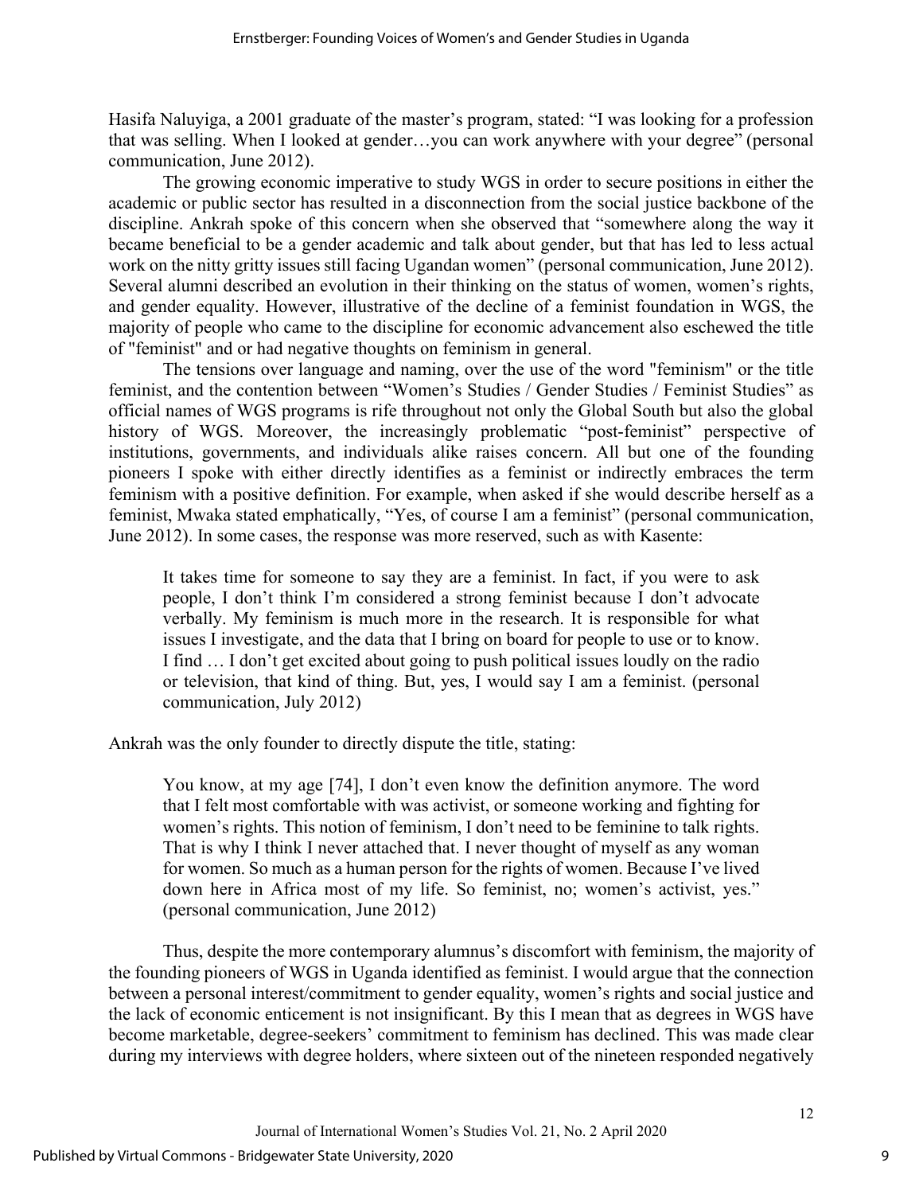Hasifa Naluyiga, a 2001 graduate of the master's program, stated: "I was looking for a profession that was selling. When I looked at gender…you can work anywhere with your degree" (personal communication, June 2012).

The growing economic imperative to study WGS in order to secure positions in either the academic or public sector has resulted in a disconnection from the social justice backbone of the discipline. Ankrah spoke of this concern when she observed that "somewhere along the way it became beneficial to be a gender academic and talk about gender, but that has led to less actual work on the nitty gritty issues still facing Ugandan women" (personal communication, June 2012). Several alumni described an evolution in their thinking on the status of women, women's rights, and gender equality. However, illustrative of the decline of a feminist foundation in WGS, the majority of people who came to the discipline for economic advancement also eschewed the title of "feminist" and or had negative thoughts on feminism in general.

The tensions over language and naming, over the use of the word "feminism" or the title feminist, and the contention between "Women's Studies / Gender Studies / Feminist Studies" as official names of WGS programs is rife throughout not only the Global South but also the global history of WGS. Moreover, the increasingly problematic "post-feminist" perspective of institutions, governments, and individuals alike raises concern. All but one of the founding pioneers I spoke with either directly identifies as a feminist or indirectly embraces the term feminism with a positive definition. For example, when asked if she would describe herself as a feminist, Mwaka stated emphatically, "Yes, of course I am a feminist" (personal communication, June 2012). In some cases, the response was more reserved, such as with Kasente:

> It takes time for someone to say they are a feminist. In fact, if you were to ask people, I don't think I'm considered a strong feminist because I don't advocate verbally. My feminism is much more in the research. It is responsible for what issues I investigate, and the data that I bring on board for people to use or to know. I find … I don't get excited about going to push political issues loudly on the radio or television, that kind of thing. But, yes, I would say I am a feminist. (personal communication, July 2012)

Ankrah was the only founder to directly dispute the title, stating:

> You know, at my age [74], I don't even know the definition anymore. The word that I felt most comfortable with was activist, or someone working and fighting for women's rights. This notion of feminism, I don't need to be feminine to talk rights. That is why I think I never attached that. I never thought of myself as any woman for women. So much as a human person for the rights of women. Because I've lived down here in Africa most of my life. So feminist, no; women's activist, yes." (personal communication, June 2012)

Thus, despite the more contemporary alumnus's discomfort with feminism, the majority of the founding pioneers of WGS in Uganda identified as feminist. I would argue that the connection between a personal interest/commitment to gender equality, women's rights and social justice and the lack of economic enticement is not insignificant. By this I mean that as degrees in WGS have become marketable, degree-seekers' commitment to feminism has declined. This was made clear during my interviews with degree holders, where sixteen out of the nineteen responded negatively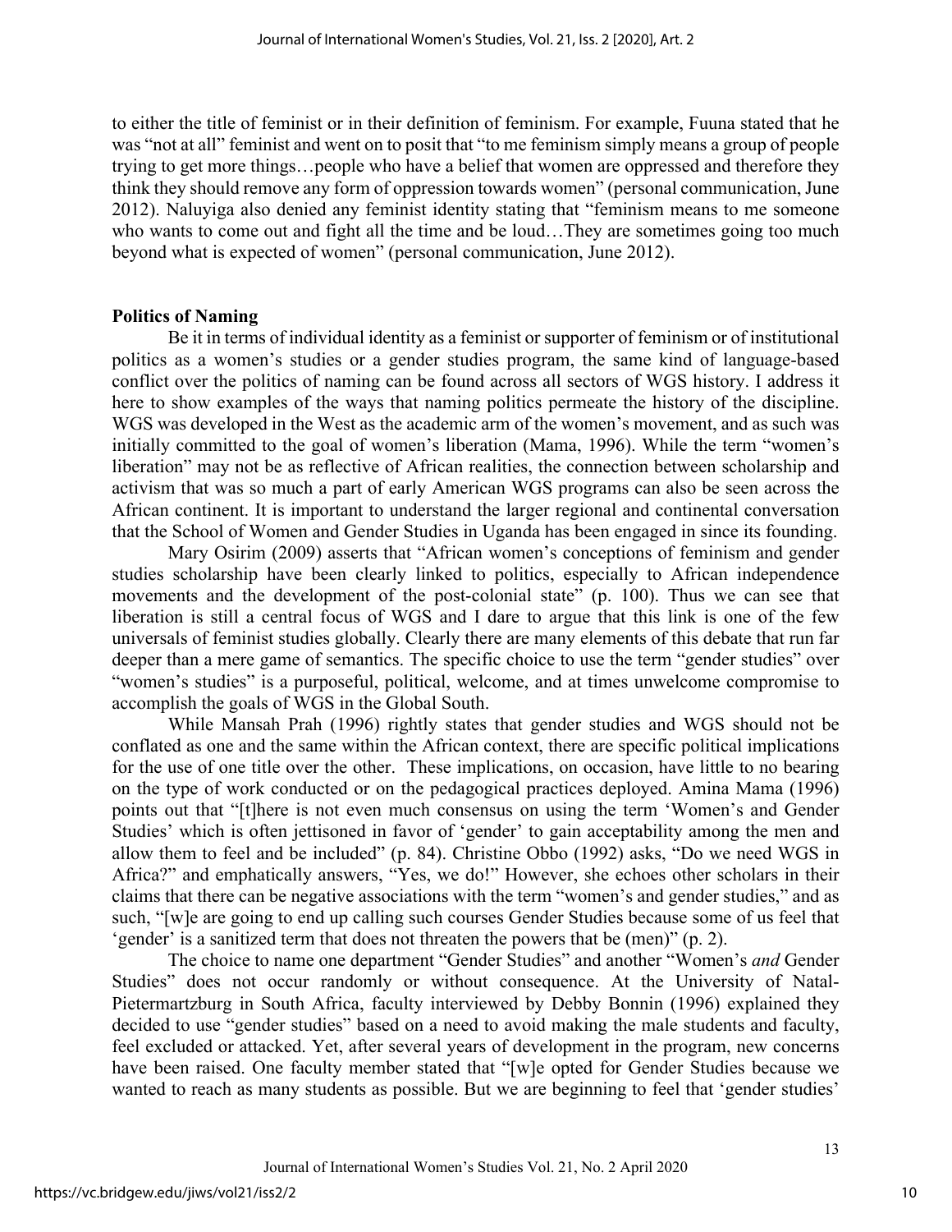to either the title of feminist or in their definition of feminism. For example, Fuuna stated that he was "not at all" feminist and went on to posit that "to me feminism simply means a group of people trying to get more things…people who have a belief that women are oppressed and therefore they think they should remove any form of oppression towards women" (personal communication, June 2012). Naluyiga also denied any feminist identity stating that "feminism means to me someone who wants to come out and fight all the time and be loud…They are sometimes going too much beyond what is expected of women" (personal communication, June 2012).

## Politics of Naming

Be it in terms of individual identity as a feminist or supporter of feminism or of institutional politics as a women's studies or a gender studies program, the same kind of language-based conflict over the politics of naming can be found across all sectors of WGS history. I address it here to show examples of the ways that naming politics permeate the history of the discipline. WGS was developed in the West as the academic arm of the women's movement, and as such was initially committed to the goal of women's liberation (Mama, 1996). While the term "women's liberation" may not be as reflective of African realities, the connection between scholarship and activism that was so much a part of early American WGS programs can also be seen across the African continent. It is important to understand the larger regional and continental conversation that the School of Women and Gender Studies in Uganda has been engaged in since its founding.

Mary Osirim (2009) asserts that "African women's conceptions of feminism and gender studies scholarship have been clearly linked to politics, especially to African independence movements and the development of the post-colonial state" (p. 100). Thus we can see that liberation is still a central focus of WGS and I dare to argue that this link is one of the few universals of feminist studies globally. Clearly there are many elements of this debate that run far deeper than a mere game of semantics. The specific choice to use the term "gender studies" over "women's studies" is a purposeful, political, welcome, and at times unwelcome compromise to accomplish the goals of WGS in the Global South.

While Mansah Prah (1996) rightly states that gender studies and WGS should not be conflated as one and the same within the African context, there are specific political implications for the use of one title over the other. These implications, on occasion, have little to no bearing on the type of work conducted or on the pedagogical practices deployed. Amina Mama (1996) points out that "[t]here is not even much consensus on using the term 'Women's and Gender Studies' which is often jettisoned in favor of 'gender' to gain acceptability among the men and allow them to feel and be included" (p. 84). Christine Obbo (1992) asks, "Do we need WGS in Africa?" and emphatically answers, "Yes, we do!" However, she echoes other scholars in their claims that there can be negative associations with the term "women's and gender studies," and as such, "[w]e are going to end up calling such courses Gender Studies because some of us feel that 'gender' is a sanitized term that does not threaten the powers that be (men)" (p. 2).

The choice to name one department "Gender Studies" and another "Women's *and* Gender Studies" does not occur randomly or without consequence. At the University of Natal-Pietermartzburg in South Africa, faculty interviewed by Debby Bonnin (1996) explained they decided to use "gender studies" based on a need to avoid making the male students and faculty, feel excluded or attacked. Yet, after several years of development in the program, new concerns have been raised. One faculty member stated that "[w]e opted for Gender Studies because we wanted to reach as many students as possible. But we are beginning to feel that 'gender studies'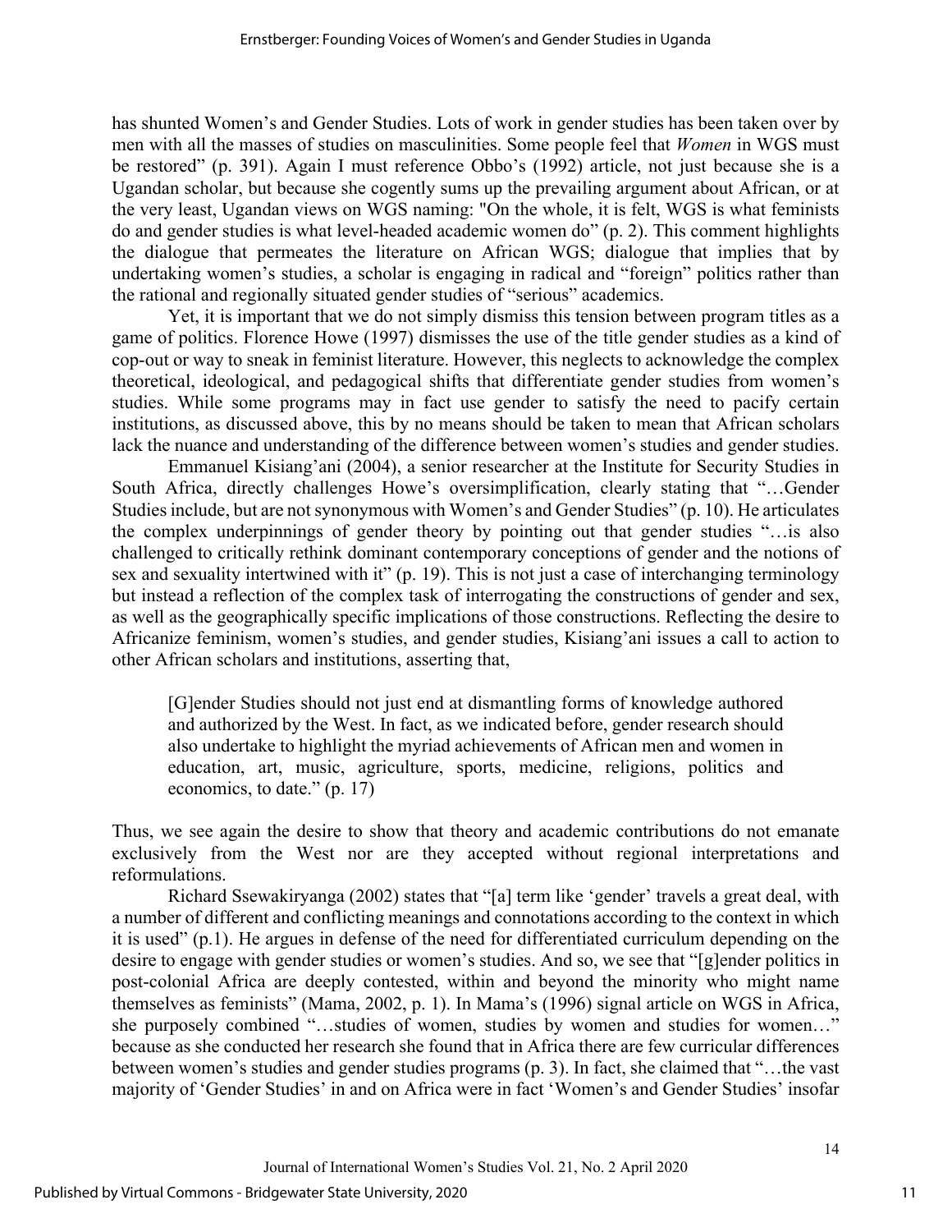has shunted Women's and Gender Studies. Lots of work in gender studies has been taken over by men with all the masses of studies on masculinities. Some people feel that *Women* in WGS must be restored" (p. 391). Again I must reference Obbo's (1992) article, not just because she is a Ugandan scholar, but because she cogently sums up the prevailing argument about African, or at the very least, Ugandan views on WGS naming: "On the whole, it is felt, WGS is what feminists do and gender studies is what level-headed academic women do" (p. 2). This comment highlights the dialogue that permeates the literature on African WGS; dialogue that implies that by undertaking women's studies, a scholar is engaging in radical and "foreign" politics rather than the rational and regionally situated gender studies of "serious" academics.

Yet, it is important that we do not simply dismiss this tension between program titles as a game of politics. Florence Howe (1997) dismisses the use of the title gender studies as a kind of cop-out or way to sneak in feminist literature. However, this neglects to acknowledge the complex theoretical, ideological, and pedagogical shifts that differentiate gender studies from women's studies. While some programs may in fact use gender to satisfy the need to pacify certain institutions, as discussed above, this by no means should be taken to mean that African scholars lack the nuance and understanding of the difference between women's studies and gender studies.

Emmanuel Kisiang'ani (2004), a senior researcher at the Institute for Security Studies in South Africa, directly challenges Howe's oversimplification, clearly stating that "…Gender Studies include, but are not synonymous with Women's and Gender Studies" (p. 10). He articulates the complex underpinnings of gender theory by pointing out that gender studies "…is also challenged to critically rethink dominant contemporary conceptions of gender and the notions of sex and sexuality intertwined with it" (p. 19). This is not just a case of interchanging terminology but instead a reflection of the complex task of interrogating the constructions of gender and sex, as well as the geographically specific implications of those constructions. Reflecting the desire to Africanize feminism, women's studies, and gender studies, Kisiang'ani issues a call to action to other African scholars and institutions, asserting that,

> [G]ender Studies should not just end at dismantling forms of knowledge authored and authorized by the West. In fact, as we indicated before, gender research should also undertake to highlight the myriad achievements of African men and women in education, art, music, agriculture, sports, medicine, religions, politics and economics, to date." (p. 17)

Thus, we see again the desire to show that theory and academic contributions do not emanate exclusively from the West nor are they accepted without regional interpretations and reformulations.

Richard Ssewakiryanga (2002) states that "[a] term like 'gender' travels a great deal, with a number of different and conflicting meanings and connotations according to the context in which it is used" (p.1). He argues in defense of the need for differentiated curriculum depending on the desire to engage with gender studies or women's studies. And so, we see that "[g]ender politics in post-colonial Africa are deeply contested, within and beyond the minority who might name themselves as feminists" (Mama, 2002, p. 1). In Mama's (1996) signal article on WGS in Africa, she purposely combined "…studies of women, studies by women and studies for women…" because as she conducted her research she found that in Africa there are few curricular differences between women's studies and gender studies programs (p. 3). In fact, she claimed that "…the vast majority of 'Gender Studies' in and on Africa were in fact 'Women's and Gender Studies' insofar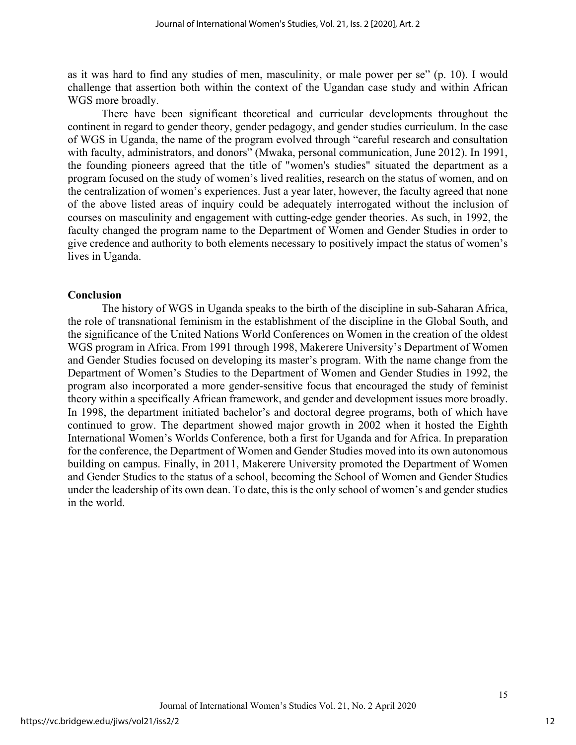as it was hard to find any studies of men, masculinity, or male power per se" (p. 10). I would challenge that assertion both within the context of the Ugandan case study and within African WGS more broadly.

There have been significant theoretical and curricular developments throughout the continent in regard to gender theory, gender pedagogy, and gender studies curriculum. In the case of WGS in Uganda, the name of the program evolved through "careful research and consultation with faculty, administrators, and donors" (Mwaka, personal communication, June 2012). In 1991, the founding pioneers agreed that the title of "women's studies" situated the department as a program focused on the study of women's lived realities, research on the status of women, and on the centralization of women's experiences. Just a year later, however, the faculty agreed that none of the above listed areas of inquiry could be adequately interrogated without the inclusion of courses on masculinity and engagement with cutting-edge gender theories. As such, in 1992, the faculty changed the program name to the Department of Women and Gender Studies in order to give credence and authority to both elements necessary to positively impact the status of women's lives in Uganda.

## Conclusion

The history of WGS in Uganda speaks to the birth of the discipline in sub-Saharan Africa, the role of transnational feminism in the establishment of the discipline in the Global South, and the significance of the United Nations World Conferences on Women in the creation of the oldest WGS program in Africa. From 1991 through 1998, Makerere University's Department of Women and Gender Studies focused on developing its master's program. With the name change from the Department of Women's Studies to the Department of Women and Gender Studies in 1992, the program also incorporated a more gender-sensitive focus that encouraged the study of feminist theory within a specifically African framework, and gender and development issues more broadly. In 1998, the department initiated bachelor's and doctoral degree programs, both of which have continued to grow. The department showed major growth in 2002 when it hosted the Eighth International Women's Worlds Conference, both a first for Uganda and for Africa. In preparation for the conference, the Department of Women and Gender Studies moved into its own autonomous building on campus. Finally, in 2011, Makerere University promoted the Department of Women and Gender Studies to the status of a school, becoming the School of Women and Gender Studies under the leadership of its own dean. To date, this is the only school of women's and gender studies in the world.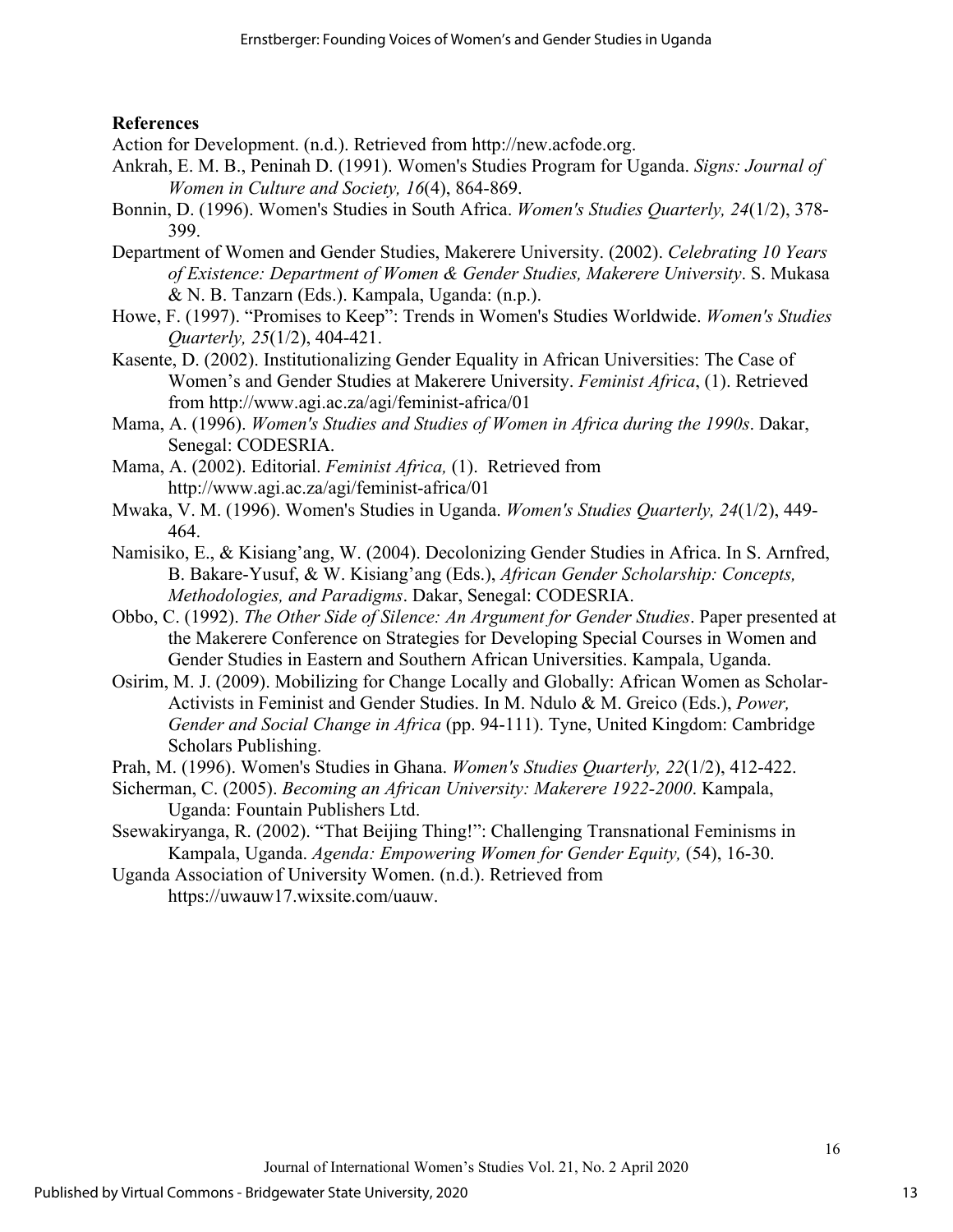**References**

Action for Development. (n.d.). Retrieved from http://new.acfode.org.

Ankrah, E. M. B., Peninah D. (1991). Women's Studies Program for Uganda. *Signs: Journal of Women in Culture and Society, 16*(4), 864-869.

Bonnin, D. (1996). Women's Studies in South Africa. *Women's Studies Quarterly, 24*(1/2), 378-399.

Department of Women and Gender Studies, Makerere University. (2002). *Celebrating 10 Years of Existence: Department of Women & Gender Studies, Makerere University*. S. Mukasa & N. B. Tanzarn (Eds.). Kampala, Uganda: (n.p.).

Howe, F. (1997). "Promises to Keep": Trends in Women's Studies Worldwide. *Women's Studies Quarterly, 25*(1/2), 404-421.

Kasente, D. (2002). Institutionalizing Gender Equality in African Universities: The Case of Women's and Gender Studies at Makerere University. *Feminist Africa*, (1). Retrieved from http://www.agi.ac.za/agi/feminist-africa/01

Mama, A. (1996). *Women's Studies and Studies of Women in Africa during the 1990s*. Dakar, Senegal: CODESRIA.

Mama, A. (2002). Editorial. *Feminist Africa,* (1). Retrieved from http://www.agi.ac.za/agi/feminist-africa/01

Mwaka, V. M. (1996). Women's Studies in Uganda. *Women's Studies Quarterly, 24*(1/2), 449-464.

Namisiko, E., & Kisiang'ang, W. (2004). Decolonizing Gender Studies in Africa. In S. Arnfred, B. Bakare-Yusuf, & W. Kisiang'ang (Eds.), *African Gender Scholarship: Concepts, Methodologies, and Paradigms*. Dakar, Senegal: CODESRIA.

Obbo, C. (1992). *The Other Side of Silence: An Argument for Gender Studies*. Paper presented at the Makerere Conference on Strategies for Developing Special Courses in Women and Gender Studies in Eastern and Southern African Universities. Kampala, Uganda.

Osirim, M. J. (2009). Mobilizing for Change Locally and Globally: African Women as Scholar-Activists in Feminist and Gender Studies. In M. Ndulo & M. Greico (Eds.), *Power, Gender and Social Change in Africa* (pp. 94-111). Tyne, United Kingdom: Cambridge Scholars Publishing.

Prah, M. (1996). Women's Studies in Ghana. *Women's Studies Quarterly, 22*(1/2), 412-422.

Sicherman, C. (2005). *Becoming an African University: Makerere 1922-2000*. Kampala, Uganda: Fountain Publishers Ltd.

Ssewakiryanga, R. (2002). "That Beijing Thing!": Challenging Transnational Feminisms in Kampala, Uganda. *Agenda: Empowering Women for Gender Equity,* (54), 16-30.

Uganda Association of University Women. (n.d.). Retrieved from https://uwauw17.wixsite.com/uauw.